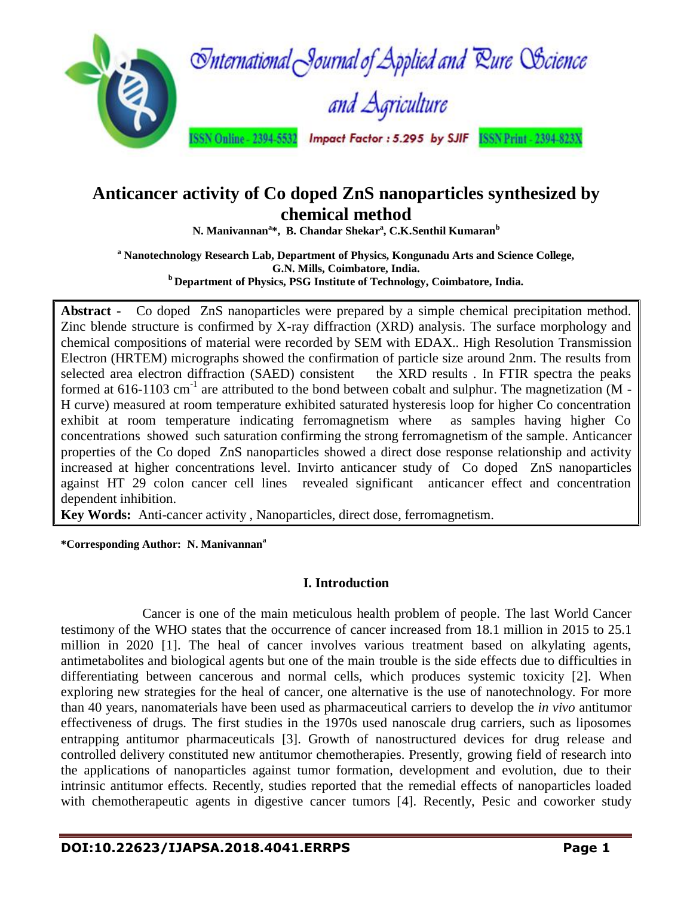# Anticancer activity of Co doped ZnS nanoparticles synthesized by chemical method

**N. Manivannan[a]*, B. Chandar Shekar[a], C.K.Senthil Kumaran[b]**

**[a] Nanotechnology Research Lab, Department of Physics, Kongunadu Arts and Science College, G.N. Mills, Coimbatore, India.**
**[b] Department of Physics, PSG Institute of Technology, Coimbatore, India.**

**Abstract -** Co doped ZnS nanoparticles were prepared by a simple chemical precipitation method. Zinc blende structure is confirmed by X-ray diffraction (XRD) analysis. The surface morphology and chemical compositions of material were recorded by SEM with EDAX.. High Resolution Transmission Electron (HRTEM) micrographs showed the confirmation of particle size around 2nm. The results from selected area electron diffraction (SAED) consistent the XRD results . In FTIR spectra the peaks formed at 616-1103 $cm^{-1}$ are attributed to the bond between cobalt and sulphur. The magnetization (M - H curve) measured at room temperature exhibited saturated hysteresis loop for higher Co concentration exhibit at room temperature indicating ferromagnetism where as samples having higher Co concentrations showed such saturation confirming the strong ferromagnetism of the sample. Anticancer properties of the Co doped ZnS nanoparticles showed a direct dose response relationship and activity increased at higher concentrations level. Invirto anticancer study of Co doped ZnS nanoparticles against HT 29 colon cancer cell lines revealed significant anticancer effect and concentration dependent inhibition.

**Key Words:** Anti-cancer activity , Nanoparticles, direct dose, ferromagnetism.

**\*Corresponding Author: N. Manivannan[a]**

## I. Introduction

Cancer is one of the main meticulous health problem of people. The last World Cancer testimony of the WHO states that the occurrence of cancer increased from 18.1 million in 2015 to 25.1 million in 2020 [1]. The heal of cancer involves various treatment based on alkylating agents, antimetabolites and biological agents but one of the main trouble is the side effects due to difficulties in differentiating between cancerous and normal cells, which produces systemic toxicity [2]. When exploring new strategies for the heal of cancer, one alternative is the use of nanotechnology. For more than 40 years, nanomaterials have been used as pharmaceutical carriers to develop the *in vivo* antitumor effectiveness of drugs. The first studies in the 1970s used nanoscale drug carriers, such as liposomes entrapping antitumor pharmaceuticals [3]. Growth of nanostructured devices for drug release and controlled delivery constituted new antitumor chemotherapies. Presently, growing field of research into the applications of nanoparticles against tumor formation, development and evolution, due to their intrinsic antitumor effects. Recently, studies reported that the remedial effects of nanoparticles loaded with chemotherapeutic agents in digestive cancer tumors [4]. Recently, Pesic and coworker study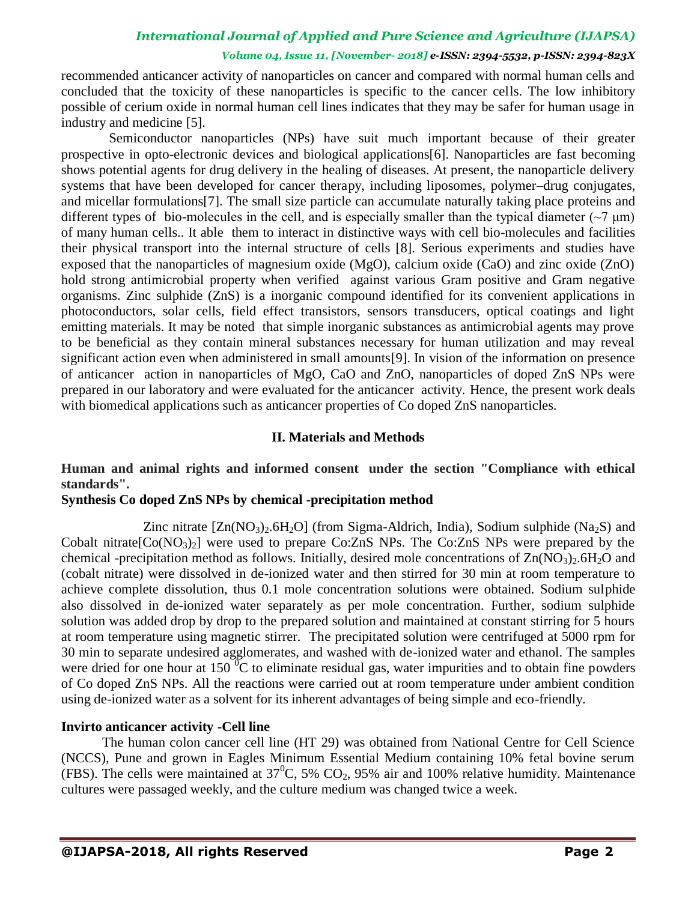recommended anticancer activity of nanoparticles on cancer and compared with normal human cells and concluded that the toxicity of these nanoparticles is specific to the cancer cells. The low inhibitory possible of cerium oxide in normal human cell lines indicates that they may be safer for human usage in industry and medicine [5].

Semiconductor nanoparticles (NPs) have suit much important because of their greater prospective in opto-electronic devices and biological applications[6]. Nanoparticles are fast becoming shows potential agents for drug delivery in the healing of diseases. At present, the nanoparticle delivery systems that have been developed for cancer therapy, including liposomes, polymer–drug conjugates, and micellar formulations[7]. The small size particle can accumulate naturally taking place proteins and different types of bio-molecules in the cell, and is especially smaller than the typical diameter (~7 μm) of many human cells.. It able them to interact in distinctive ways with cell bio-molecules and facilities their physical transport into the internal structure of cells [8]. Serious experiments and studies have exposed that the nanoparticles of magnesium oxide (MgO), calcium oxide (CaO) and zinc oxide (ZnO) hold strong antimicrobial property when verified against various Gram positive and Gram negative organisms. Zinc sulphide (ZnS) is a inorganic compound identified for its convenient applications in photoconductors, solar cells, field effect transistors, sensors transducers, optical coatings and light emitting materials. It may be noted that simple inorganic substances as antimicrobial agents may prove to be beneficial as they contain mineral substances necessary for human utilization and may reveal significant action even when administered in small amounts[9]. In vision of the information on presence of anticancer action in nanoparticles of MgO, CaO and ZnO, nanoparticles of doped ZnS NPs were prepared in our laboratory and were evaluated for the anticancer activity. Hence, the present work deals with biomedical applications such as anticancer properties of Co doped ZnS nanoparticles.

## II. Materials and Methods

**Human and animal rights and informed consent under the section "Compliance with ethical standards".**

**Synthesis Co doped ZnS NPs by chemical -precipitation method**

Zinc nitrate [$Zn(NO_3)_2.6H_2O$] (from Sigma-Aldrich, India), Sodium sulphide ($Na_2S$) and Cobalt nitrate[$Co(NO_3)_2$] were used to prepare Co:ZnS NPs. The Co:ZnS NPs were prepared by the chemical -precipitation method as follows. Initially, desired mole concentrations of $Zn(NO_3)_2.6H_2O$ and (cobalt nitrate) were dissolved in de-ionized water and then stirred for 30 min at room temperature to achieve complete dissolution, thus 0.1 mole concentration solutions were obtained. Sodium sulphide also dissolved in de-ionized water separately as per mole concentration. Further, sodium sulphide solution was added drop by drop to the prepared solution and maintained at constant stirring for 5 hours at room temperature using magnetic stirrer. The precipitated solution were centrifuged at 5000 rpm for 30 min to separate undesired agglomerates, and washed with de-ionized water and ethanol. The samples were dried for one hour at 150 $^0$C to eliminate residual gas, water impurities and to obtain fine powders of Co doped ZnS NPs. All the reactions were carried out at room temperature under ambient condition using de-ionized water as a solvent for its inherent advantages of being simple and eco-friendly.

**Invirto anticancer activity -Cell line**

The human colon cancer cell line (HT 29) was obtained from National Centre for Cell Science (NCCS), Pune and grown in Eagles Minimum Essential Medium containing 10% fetal bovine serum (FBS). The cells were maintained at 37$^0$C, 5% $CO_2$, 95% air and 100% relative humidity. Maintenance cultures were passaged weekly, and the culture medium was changed twice a week.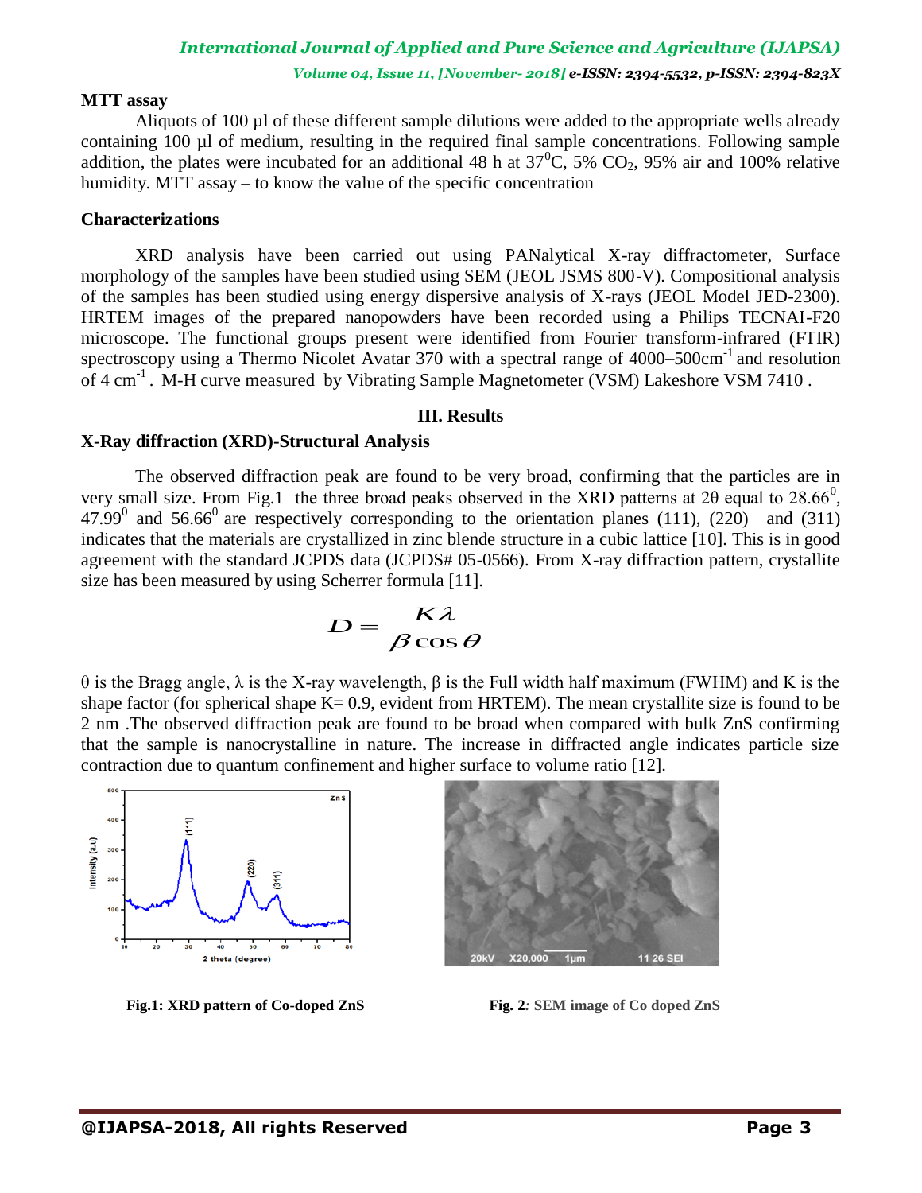**MTT assay**

Aliquots of 100 µl of these different sample dilutions were added to the appropriate wells already containing 100 µl of medium, resulting in the required final sample concentrations. Following sample addition, the plates were incubated for an additional 48 h at $37^0$C, 5% $CO_2$, 95% air and 100% relative humidity. MTT assay – to know the value of the specific concentration

**Characterizations**

XRD analysis have been carried out using PANalytical X-ray diffractometer, Surface morphology of the samples have been studied using SEM (JEOL JSMS 800-V). Compositional analysis of the samples has been studied using energy dispersive analysis of X-rays (JEOL Model JED-2300). HRTEM images of the prepared nanopowders have been recorded using a Philips TECNAI-F20 microscope. The functional groups present were identified from Fourier transform-infrared (FTIR) spectroscopy using a Thermo Nicolet Avatar 370 with a spectral range of 4000–500$cm^{-1}$ and resolution of 4 $cm^{-1}$. M-H curve measured by Vibrating Sample Magnetometer (VSM) Lakeshore VSM 7410 .

## III. Results

### X-Ray diffraction (XRD)-Structural Analysis

The observed diffraction peak are found to be very broad, confirming that the particles are in very small size. From Fig.1 the three broad peaks observed in the XRD patterns at 2θ equal to $28.66^0$, $47.99^0$ and $56.66^0$ are respectively corresponding to the orientation planes (111), (220) and (311) indicates that the materials are crystallized in zinc blende structure in a cubic lattice [10]. This is in good agreement with the standard JCPDS data (JCPDS# 05-0566). From X-ray diffraction pattern, crystallite size has been measured by using Scherrer formula [11].

$$D = \frac{K\lambda}{\beta \cos\theta}$$

θ is the Bragg angle, λ is the X-ray wavelength, β is the Full width half maximum (FWHM) and K is the shape factor (for spherical shape K= 0.9, evident from HRTEM). The mean crystallite size is found to be 2 nm .The observed diffraction peak are found to be broad when compared with bulk ZnS confirming that the sample is nanocrystalline in nature. The increase in diffracted angle indicates particle size contraction due to quantum confinement and higher surface to volume ratio [12].

**Fig.1: XRD pattern of Co-doped ZnS**

**Fig. 2: SEM image of Co doped ZnS**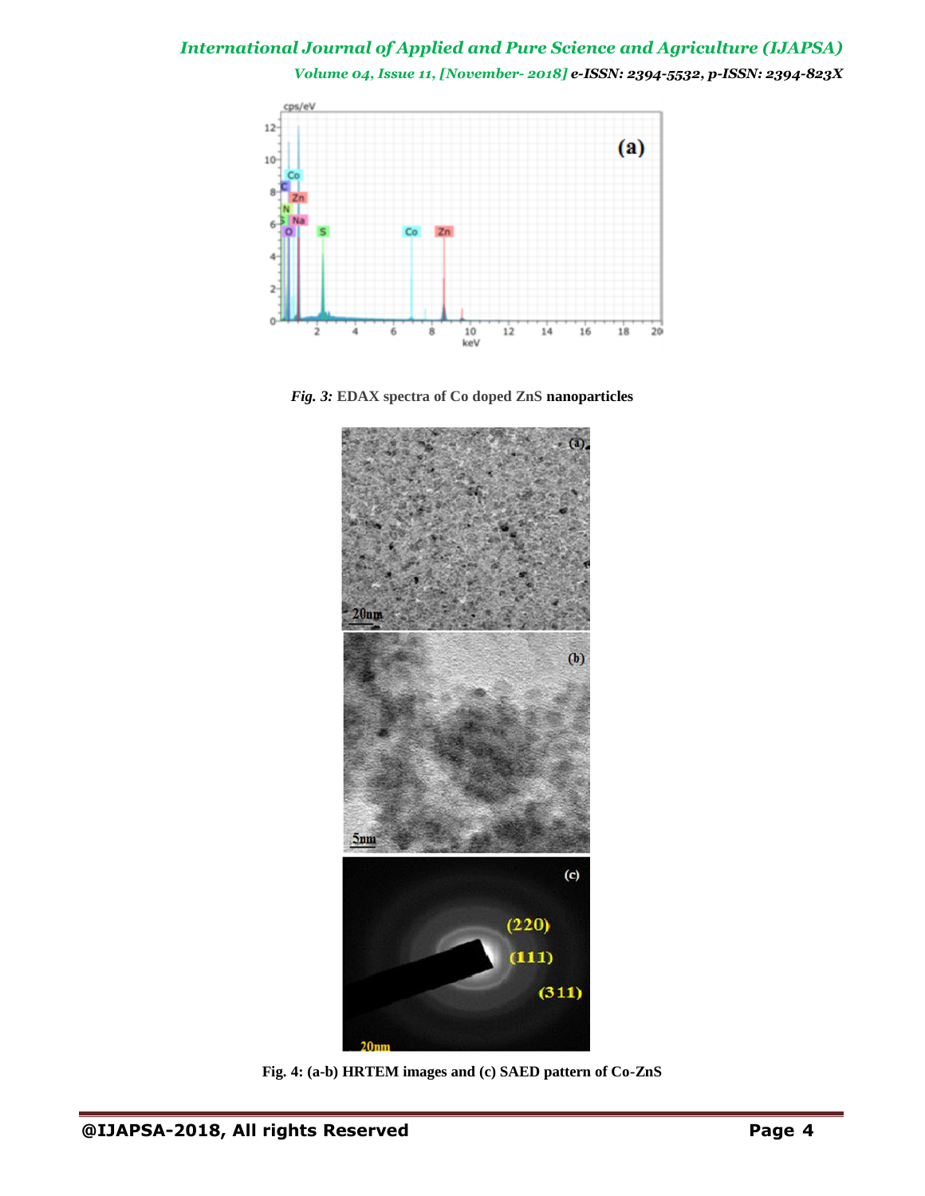*Fig. 3:* **EDAX spectra of Co doped ZnS nanoparticles**

**Fig. 4: (a-b) HRTEM images and (c) SAED pattern of Co-ZnS**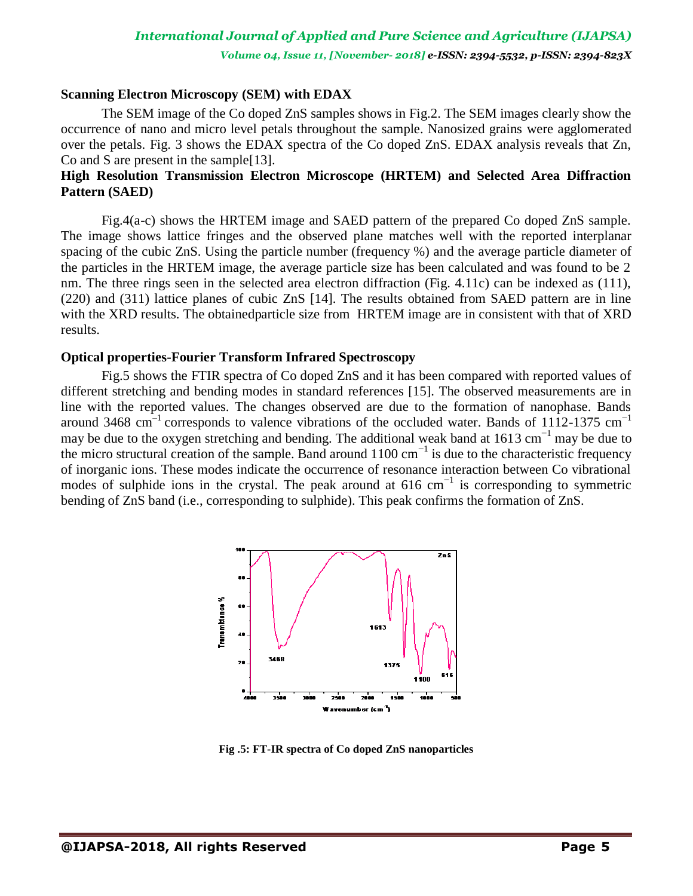### Scanning Electron Microscopy (SEM) with EDAX

The SEM image of the Co doped ZnS samples shows in Fig.2. The SEM images clearly show the occurrence of nano and micro level petals throughout the sample. Nanosized grains were agglomerated over the petals. Fig. 3 shows the EDAX spectra of the Co doped ZnS. EDAX analysis reveals that Zn, Co and S are present in the sample[13].

### High Resolution Transmission Electron Microscope (HRTEM) and Selected Area Diffraction Pattern (SAED)

Fig.4(a-c) shows the HRTEM image and SAED pattern of the prepared Co doped ZnS sample. The image shows lattice fringes and the observed plane matches well with the reported interplanar spacing of the cubic ZnS. Using the particle number (frequency %) and the average particle diameter of the particles in the HRTEM image, the average particle size has been calculated and was found to be 2 nm. The three rings seen in the selected area electron diffraction (Fig. 4.11c) can be indexed as (111), (220) and (311) lattice planes of cubic ZnS [14]. The results obtained from SAED pattern are in line with the XRD results. The obtainedparticle size from HRTEM image are in consistent with that of XRD results.

### Optical properties-Fourier Transform Infrared Spectroscopy

Fig.5 shows the FTIR spectra of Co doped ZnS and it has been compared with reported values of different stretching and bending modes in standard references [15]. The observed measurements are in line with the reported values. The changes observed are due to the formation of nanophase. Bands around 3468 $cm^{-1}$ corresponds to valence vibrations of the occluded water. Bands of 1112-1375 $cm^{-1}$ may be due to the oxygen stretching and bending. The additional weak band at 1613 $cm^{-1}$ may be due to the micro structural creation of the sample. Band around 1100 $cm^{-1}$ is due to the characteristic frequency of inorganic ions. These modes indicate the occurrence of resonance interaction between Co vibrational modes of sulphide ions in the crystal. The peak around at 616 $cm^{-1}$ is corresponding to symmetric bending of ZnS band (i.e., corresponding to sulphide). This peak confirms the formation of ZnS.

**Fig .5: FT-IR spectra of Co doped ZnS nanoparticles**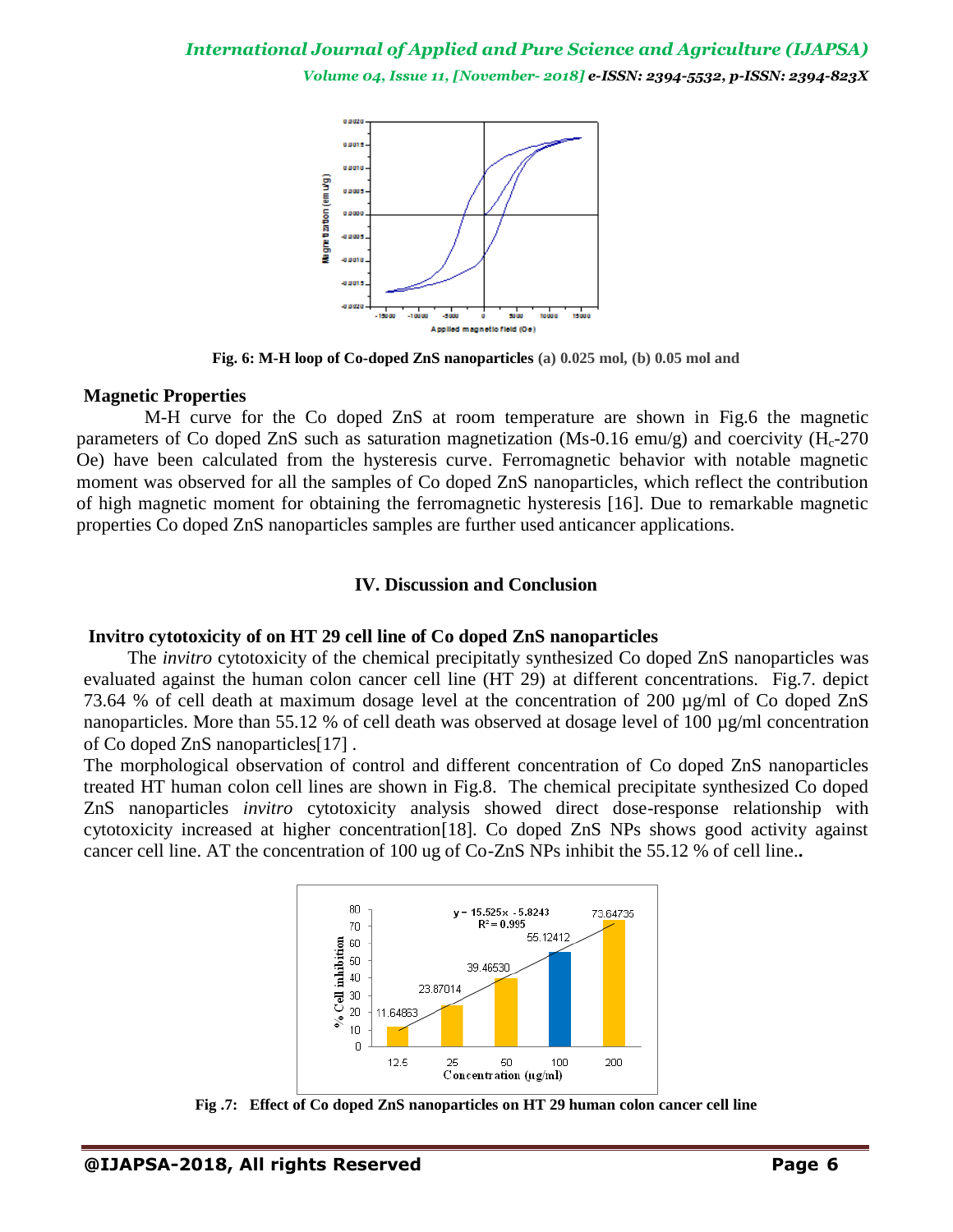Fig. 6: M-H loop of Co-doped ZnS nanoparticles (a) 0.025 mol, (b) 0.05 mol and

## Magnetic Properties

M-H curve for the Co doped ZnS at room temperature are shown in Fig.6 the magnetic parameters of Co doped ZnS such as saturation magnetization (Ms-0.16 emu/g) and coercivity ($H_c$-270 Oe) have been calculated from the hysteresis curve. Ferromagnetic behavior with notable magnetic moment was observed for all the samples of Co doped ZnS nanoparticles, which reflect the contribution of high magnetic moment for obtaining the ferromagnetic hysteresis [16]. Due to remarkable magnetic properties Co doped ZnS nanoparticles samples are further used anticancer applications.

## IV. Discussion and Conclusion

### Invitro cytotoxicity of on HT 29 cell line of Co doped ZnS nanoparticles

The *invitro* cytotoxicity of the chemical precipitatly synthesized Co doped ZnS nanoparticles was evaluated against the human colon cancer cell line (HT 29) at different concentrations. Fig.7. depict 73.64 % of cell death at maximum dosage level at the concentration of 200 µg/ml of Co doped ZnS nanoparticles. More than 55.12 % of cell death was observed at dosage level of 100 µg/ml concentration of Co doped ZnS nanoparticles[17] .

The morphological observation of control and different concentration of Co doped ZnS nanoparticles treated HT human colon cell lines are shown in Fig.8. The chemical precipitate synthesized Co doped ZnS nanoparticles *invitro* cytotoxicity analysis showed direct dose-response relationship with cytotoxicity increased at higher concentration[18]. Co doped ZnS NPs shows good activity against cancer cell line. AT the concentration of 100 ug of Co-ZnS NPs inhibit the 55.12 % of cell line..

Fig .7: Effect of Co doped ZnS nanoparticles on HT 29 human colon cancer cell line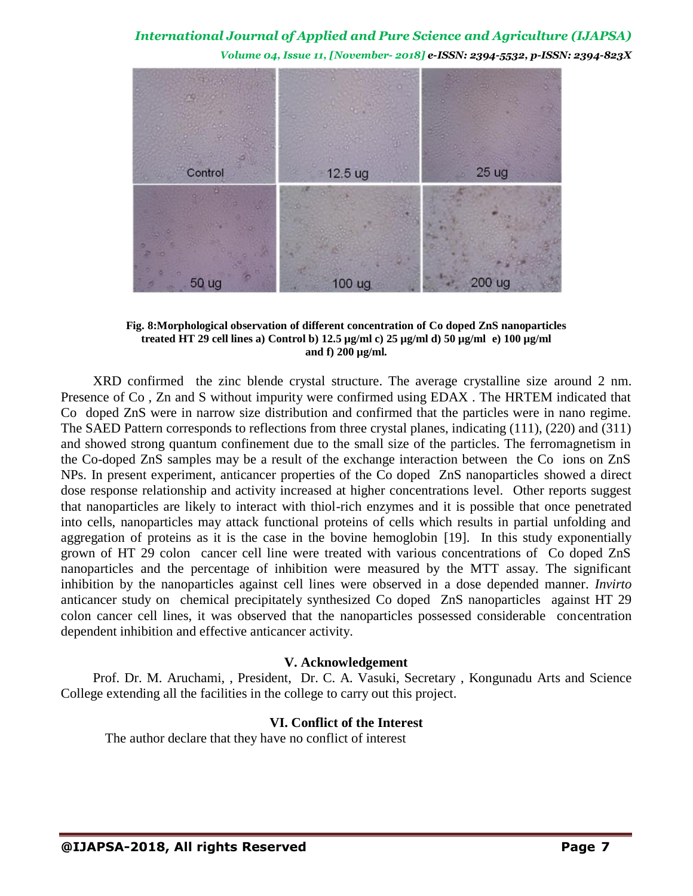**Fig. 8:Morphological observation of different concentration of Co doped ZnS nanoparticles treated HT 29 cell lines a) Control b) 12.5 µg/ml c) 25 µg/ml d) 50 µg/ml e) 100 µg/ml and f) 200 µg/ml.**

XRD confirmed the zinc blende crystal structure. The average crystalline size around 2 nm. Presence of Co , Zn and S without impurity were confirmed using EDAX . The HRTEM indicated that Co doped ZnS were in narrow size distribution and confirmed that the particles were in nano regime. The SAED Pattern corresponds to reflections from three crystal planes, indicating (111), (220) and (311) and showed strong quantum confinement due to the small size of the particles. The ferromagnetism in the Co-doped ZnS samples may be a result of the exchange interaction between the Co ions on ZnS NPs. In present experiment, anticancer properties of the Co doped ZnS nanoparticles showed a direct dose response relationship and activity increased at higher concentrations level. Other reports suggest that nanoparticles are likely to interact with thiol-rich enzymes and it is possible that once penetrated into cells, nanoparticles may attack functional proteins of cells which results in partial unfolding and aggregation of proteins as it is the case in the bovine hemoglobin [19]. In this study exponentially grown of HT 29 colon cancer cell line were treated with various concentrations of Co doped ZnS nanoparticles and the percentage of inhibition were measured by the MTT assay. The significant inhibition by the nanoparticles against cell lines were observed in a dose depended manner. *Invirto* anticancer study on chemical precipitately synthesized Co doped ZnS nanoparticles against HT 29 colon cancer cell lines, it was observed that the nanoparticles possessed considerable concentration dependent inhibition and effective anticancer activity.

## V. Acknowledgement

Prof. Dr. M. Aruchami, , President, Dr. C. A. Vasuki, Secretary , Kongunadu Arts and Science College extending all the facilities in the college to carry out this project.

## VI. Conflict of the Interest

The author declare that they have no conflict of interest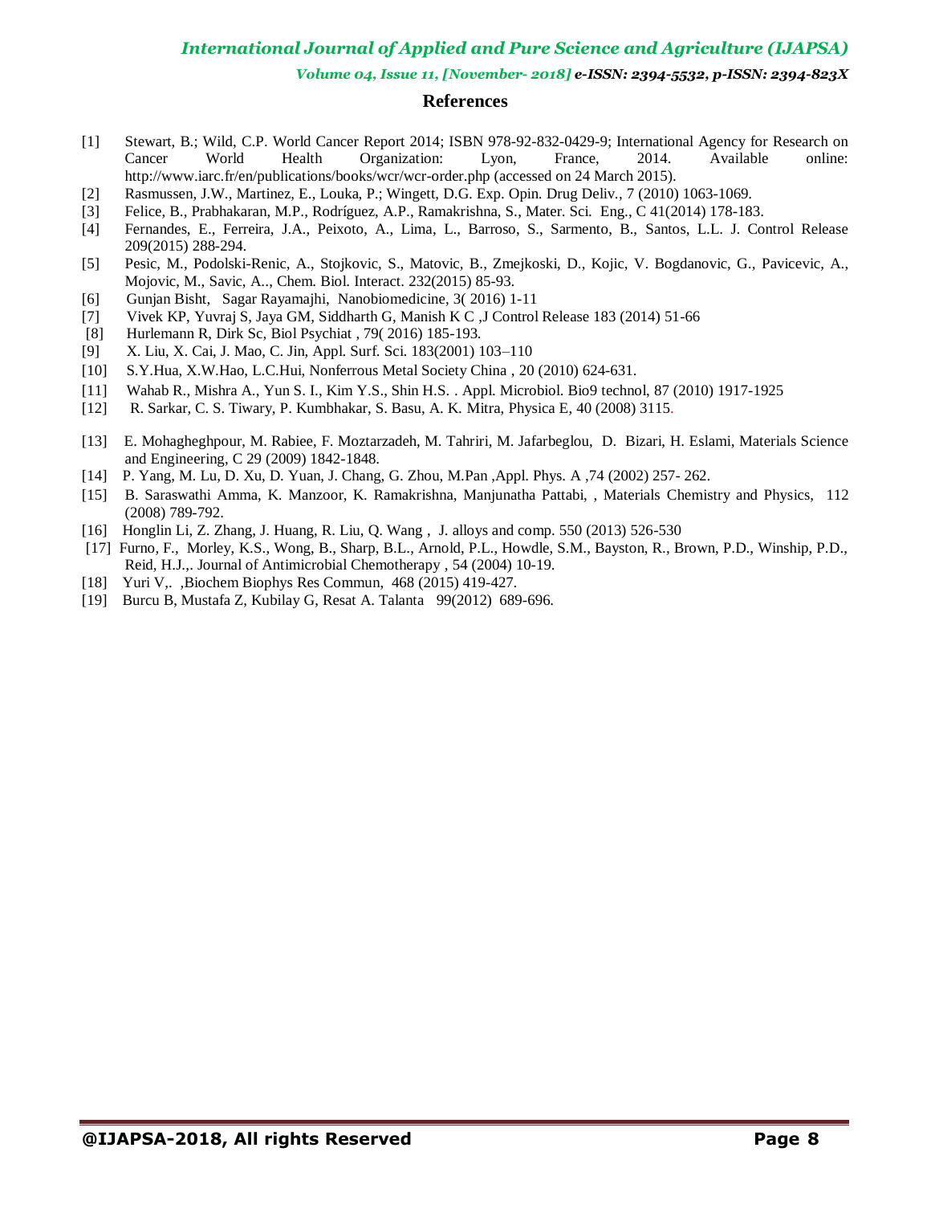# References

[1] Stewart, B.; Wild, C.P. World Cancer Report 2014; ISBN 978-92-832-0429-9; International Agency for Research on Cancer World Health Organization: Lyon, France, 2014. Available online: http://www.iarc.fr/en/publications/books/wcr/wcr-order.php (accessed on 24 March 2015).

[2] Rasmussen, J.W., Martinez, E., Louka, P.; Wingett, D.G. Exp. Opin. Drug Deliv., 7 (2010) 1063-1069.

[3] Felice, B., Prabhakaran, M.P., Rodríguez, A.P., Ramakrishna, S., Mater. Sci. Eng., C 41(2014) 178-183.

[4] Fernandes, E., Ferreira, J.A., Peixoto, A., Lima, L., Barroso, S., Sarmento, B., Santos, L.L. J. Control Release 209(2015) 288-294.

[5] Pesic, M., Podolski-Renic, A., Stojkovic, S., Matovic, B., Zmejkoski, D., Kojic, V. Bogdanovic, G., Pavicevic, A., Mojovic, M., Savic, A.., Chem. Biol. Interact. 232(2015) 85-93.

[6] Gunjan Bisht, Sagar Rayamajhi, Nanobiomedicine, 3( 2016) 1-11

[7] Vivek KP, Yuvraj S, Jaya GM, Siddharth G, Manish K C ,J Control Release 183 (2014) 51-66

[8] Hurlemann R, Dirk Sc, Biol Psychiat , 79( 2016) 185-193.

[9] X. Liu, X. Cai, J. Mao, C. Jin, Appl. Surf. Sci. 183(2001) 103–110

[10] S.Y.Hua, X.W.Hao, L.C.Hui, Nonferrous Metal Society China , 20 (2010) 624-631.

[11] Wahab R., Mishra A., Yun S. I., Kim Y.S., Shin H.S. . Appl. Microbiol. Bio9 technol, 87 (2010) 1917-1925

[12] R. Sarkar, C. S. Tiwary, P. Kumbhakar, S. Basu, A. K. Mitra, Physica E, 40 (2008) 3115.

[13] E. Mohagheghpour, M. Rabiee, F. Moztarzadeh, M. Tahriri, M. Jafarbeglou, D. Bizari, H. Eslami, Materials Science and Engineering, C 29 (2009) 1842-1848.

[14] P. Yang, M. Lu, D. Xu, D. Yuan, J. Chang, G. Zhou, M.Pan ,Appl. Phys. A ,74 (2002) 257- 262.

[15] B. Saraswathi Amma, K. Manzoor, K. Ramakrishna, Manjunatha Pattabi, , Materials Chemistry and Physics, 112 (2008) 789-792.

[16] Honglin Li, Z. Zhang, J. Huang, R. Liu, Q. Wang , J. alloys and comp. 550 (2013) 526-530

[17] Furno, F., Morley, K.S., Wong, B., Sharp, B.L., Arnold, P.L., Howdle, S.M., Bayston, R., Brown, P.D., Winship, P.D., Reid, H.J.,. Journal of Antimicrobial Chemotherapy , 54 (2004) 10-19.

[18] Yuri V,. ,Biochem Biophys Res Commun, 468 (2015) 419-427.

[19] Burcu B, Mustafa Z, Kubilay G, Resat A. Talanta 99(2012) 689-696.